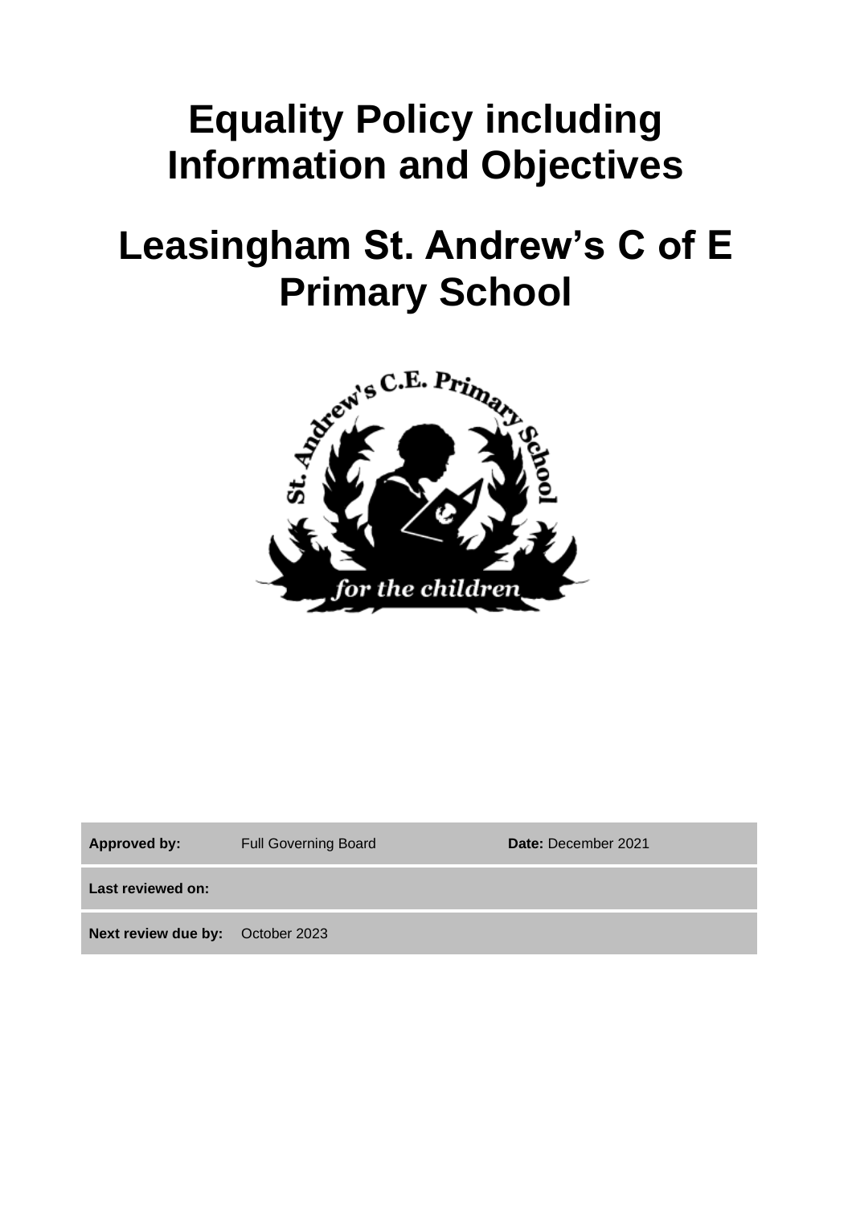# Equality Policy including Information and Objectives

# Leasingham St. Andrew's C of E Primary School

| | | |
|---|---|---|
| **Approved by:** | Full Governing Board | **Date:** December 2021 |
| **Last reviewed on:** | | |
| **Next review due by:** | October 2023 | |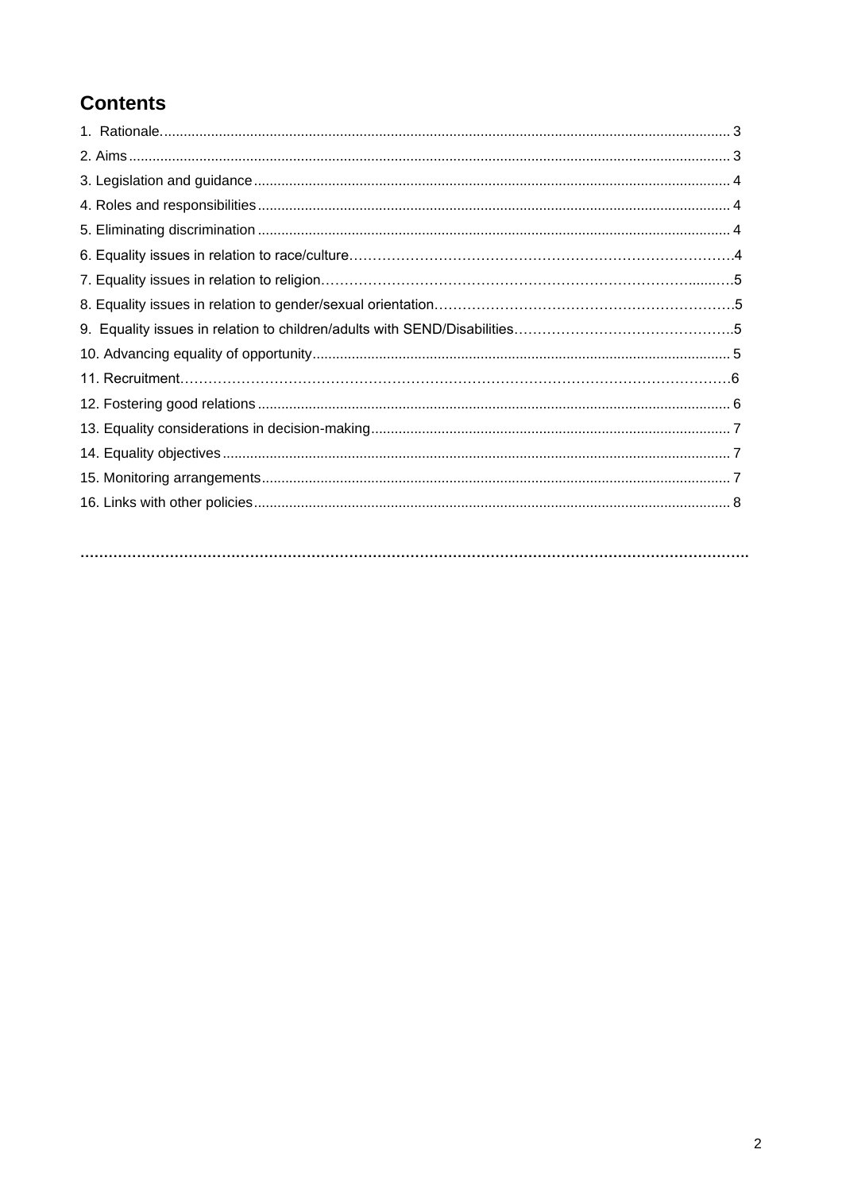## Contents

1. Rationale................................................................................................................................................ 3
2. Aims........................................................................................................................................................ 3
3. Legislation and guidance......................................................................................................................... 4
4. Roles and responsibilities........................................................................................................................ 4
5. Eliminating discrimination........................................................................................................................ 4
6. Equality issues in relation to race/culture...............................................................................................4
7. Equality issues in relation to religion.......................................................................................................5
8. Equality issues in relation to gender/sexual orientation..........................................................................5
9. Equality issues in relation to children/adults with SEND/Disabilities........................................................5
10. Advancing equality of opportunity......................................................................................................... 5
11. Recruitment.........................................................................................................................................6
12. Fostering good relations....................................................................................................................... 6
13. Equality considerations in decision-making........................................................................................... 7
14. Equality objectives................................................................................................................................ 7
15. Monitoring arrangements...................................................................................................................... 7
16. Links with other policies........................................................................................................................ 8

..........................................................................................................................................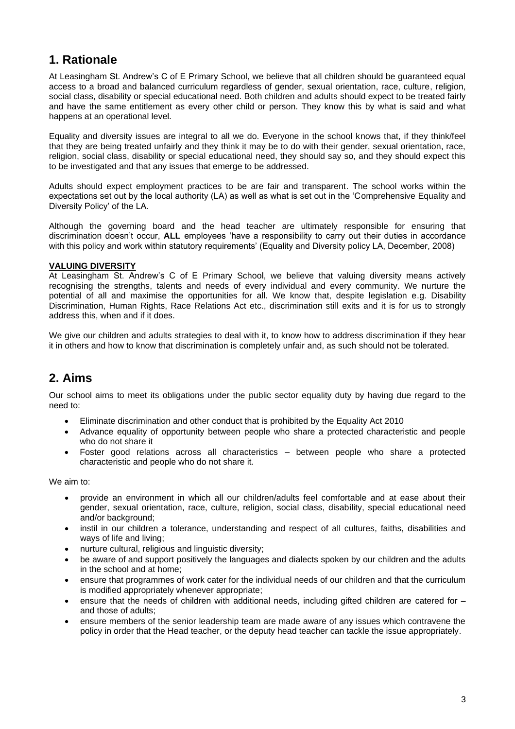## 1. Rationale

At Leasingham St. Andrew's C of E Primary School, we believe that all children should be guaranteed equal access to a broad and balanced curriculum regardless of gender, sexual orientation, race, culture, religion, social class, disability or special educational need. Both children and adults should expect to be treated fairly and have the same entitlement as every other child or person. They know this by what is said and what happens at an operational level.

Equality and diversity issues are integral to all we do. Everyone in the school knows that, if they think/feel that they are being treated unfairly and they think it may be to do with their gender, sexual orientation, race, religion, social class, disability or special educational need, they should say so, and they should expect this to be investigated and that any issues that emerge to be addressed.

Adults should expect employment practices to be are fair and transparent. The school works within the expectations set out by the local authority (LA) as well as what is set out in the 'Comprehensive Equality and Diversity Policy' of the LA.

Although the governing board and the head teacher are ultimately responsible for ensuring that discrimination doesn't occur, **ALL** employees 'have a responsibility to carry out their duties in accordance with this policy and work within statutory requirements' (Equality and Diversity policy LA, December, 2008)

**VALUING DIVERSITY**

At Leasingham St. Andrew's C of E Primary School, we believe that valuing diversity means actively recognising the strengths, talents and needs of every individual and every community. We nurture the potential of all and maximise the opportunities for all. We know that, despite legislation e.g. Disability Discrimination, Human Rights, Race Relations Act etc., discrimination still exits and it is for us to strongly address this, when and if it does.

We give our children and adults strategies to deal with it, to know how to address discrimination if they hear it in others and how to know that discrimination is completely unfair and, as such should not be tolerated.

## 2. Aims

Our school aims to meet its obligations under the public sector equality duty by having due regard to the need to:

- Eliminate discrimination and other conduct that is prohibited by the Equality Act 2010
- Advance equality of opportunity between people who share a protected characteristic and people who do not share it
- Foster good relations across all characteristics – between people who share a protected characteristic and people who do not share it.

We aim to:

- provide an environment in which all our children/adults feel comfortable and at ease about their gender, sexual orientation, race, culture, religion, social class, disability, special educational need and/or background;
- instil in our children a tolerance, understanding and respect of all cultures, faiths, disabilities and ways of life and living;
- nurture cultural, religious and linguistic diversity;
- be aware of and support positively the languages and dialects spoken by our children and the adults in the school and at home;
- ensure that programmes of work cater for the individual needs of our children and that the curriculum is modified appropriately whenever appropriate;
- ensure that the needs of children with additional needs, including gifted children are catered for – and those of adults;
- ensure members of the senior leadership team are made aware of any issues which contravene the policy in order that the Head teacher, or the deputy head teacher can tackle the issue appropriately.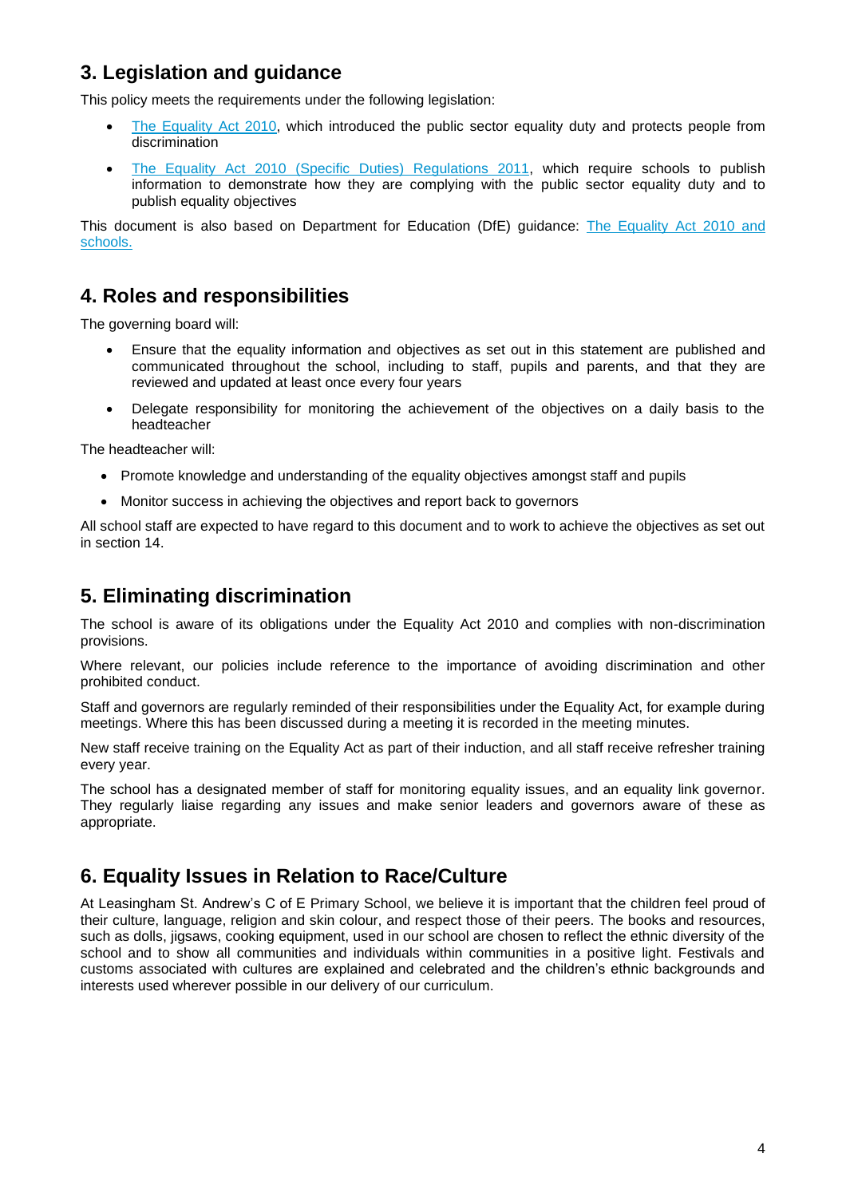## 3. Legislation and guidance

This policy meets the requirements under the following legislation:

- The Equality Act 2010, which introduced the public sector equality duty and protects people from discrimination
- The Equality Act 2010 (Specific Duties) Regulations 2011, which require schools to publish information to demonstrate how they are complying with the public sector equality duty and to publish equality objectives

This document is also based on Department for Education (DfE) guidance: The Equality Act 2010 and schools.

## 4. Roles and responsibilities

The governing board will:

- Ensure that the equality information and objectives as set out in this statement are published and communicated throughout the school, including to staff, pupils and parents, and that they are reviewed and updated at least once every four years
- Delegate responsibility for monitoring the achievement of the objectives on a daily basis to the headteacher

The headteacher will:

- Promote knowledge and understanding of the equality objectives amongst staff and pupils
- Monitor success in achieving the objectives and report back to governors

All school staff are expected to have regard to this document and to work to achieve the objectives as set out in section 14.

## 5. Eliminating discrimination

The school is aware of its obligations under the Equality Act 2010 and complies with non-discrimination provisions.

Where relevant, our policies include reference to the importance of avoiding discrimination and other prohibited conduct.

Staff and governors are regularly reminded of their responsibilities under the Equality Act, for example during meetings. Where this has been discussed during a meeting it is recorded in the meeting minutes.

New staff receive training on the Equality Act as part of their induction, and all staff receive refresher training every year.

The school has a designated member of staff for monitoring equality issues, and an equality link governor. They regularly liaise regarding any issues and make senior leaders and governors aware of these as appropriate.

## 6. Equality Issues in Relation to Race/Culture

At Leasingham St. Andrew's C of E Primary School, we believe it is important that the children feel proud of their culture, language, religion and skin colour, and respect those of their peers. The books and resources, such as dolls, jigsaws, cooking equipment, used in our school are chosen to reflect the ethnic diversity of the school and to show all communities and individuals within communities in a positive light. Festivals and customs associated with cultures are explained and celebrated and the children's ethnic backgrounds and interests used wherever possible in our delivery of our curriculum.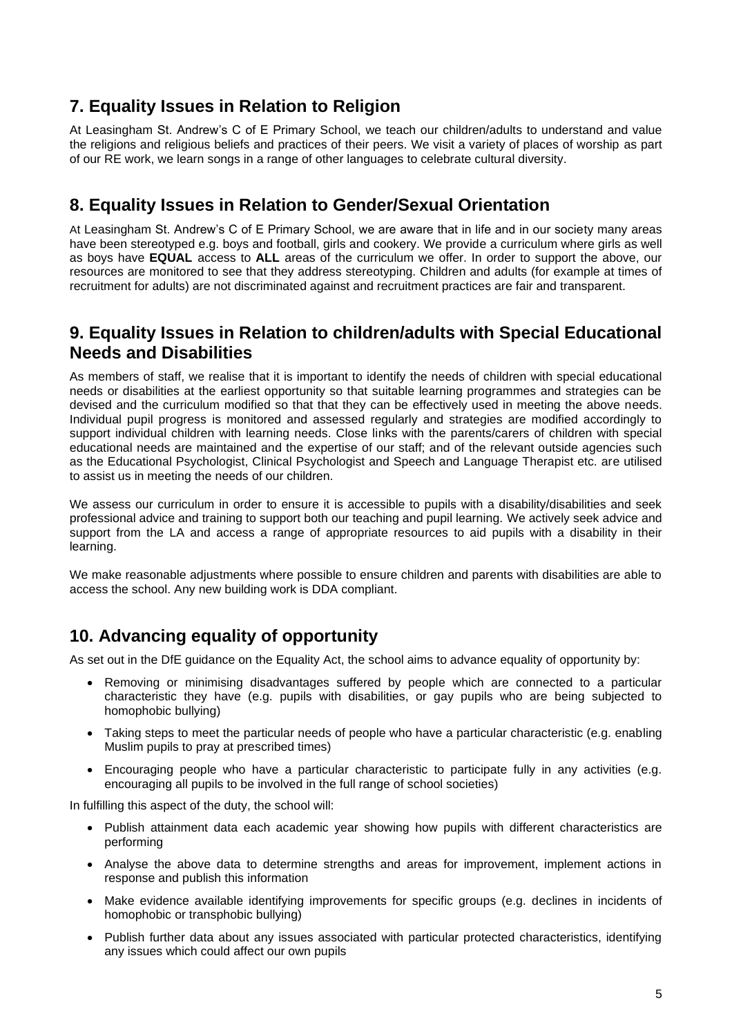## 7. Equality Issues in Relation to Religion

At Leasingham St. Andrew's C of E Primary School, we teach our children/adults to understand and value the religions and religious beliefs and practices of their peers. We visit a variety of places of worship as part of our RE work, we learn songs in a range of other languages to celebrate cultural diversity.

## 8. Equality Issues in Relation to Gender/Sexual Orientation

At Leasingham St. Andrew's C of E Primary School, we are aware that in life and in our society many areas have been stereotyped e.g. boys and football, girls and cookery. We provide a curriculum where girls as well as boys have **EQUAL** access to **ALL** areas of the curriculum we offer. In order to support the above, our resources are monitored to see that they address stereotyping. Children and adults (for example at times of recruitment for adults) are not discriminated against and recruitment practices are fair and transparent.

## 9. Equality Issues in Relation to children/adults with Special Educational Needs and Disabilities

As members of staff, we realise that it is important to identify the needs of children with special educational needs or disabilities at the earliest opportunity so that suitable learning programmes and strategies can be devised and the curriculum modified so that that they can be effectively used in meeting the above needs. Individual pupil progress is monitored and assessed regularly and strategies are modified accordingly to support individual children with learning needs. Close links with the parents/carers of children with special educational needs are maintained and the expertise of our staff; and of the relevant outside agencies such as the Educational Psychologist, Clinical Psychologist and Speech and Language Therapist etc. are utilised to assist us in meeting the needs of our children.

We assess our curriculum in order to ensure it is accessible to pupils with a disability/disabilities and seek professional advice and training to support both our teaching and pupil learning. We actively seek advice and support from the LA and access a range of appropriate resources to aid pupils with a disability in their learning.

We make reasonable adjustments where possible to ensure children and parents with disabilities are able to access the school. Any new building work is DDA compliant.

## 10. Advancing equality of opportunity

As set out in the DfE guidance on the Equality Act, the school aims to advance equality of opportunity by:

- Removing or minimising disadvantages suffered by people which are connected to a particular characteristic they have (e.g. pupils with disabilities, or gay pupils who are being subjected to homophobic bullying)
- Taking steps to meet the particular needs of people who have a particular characteristic (e.g. enabling Muslim pupils to pray at prescribed times)
- Encouraging people who have a particular characteristic to participate fully in any activities (e.g. encouraging all pupils to be involved in the full range of school societies)

In fulfilling this aspect of the duty, the school will:

- Publish attainment data each academic year showing how pupils with different characteristics are performing
- Analyse the above data to determine strengths and areas for improvement, implement actions in response and publish this information
- Make evidence available identifying improvements for specific groups (e.g. declines in incidents of homophobic or transphobic bullying)
- Publish further data about any issues associated with particular protected characteristics, identifying any issues which could affect our own pupils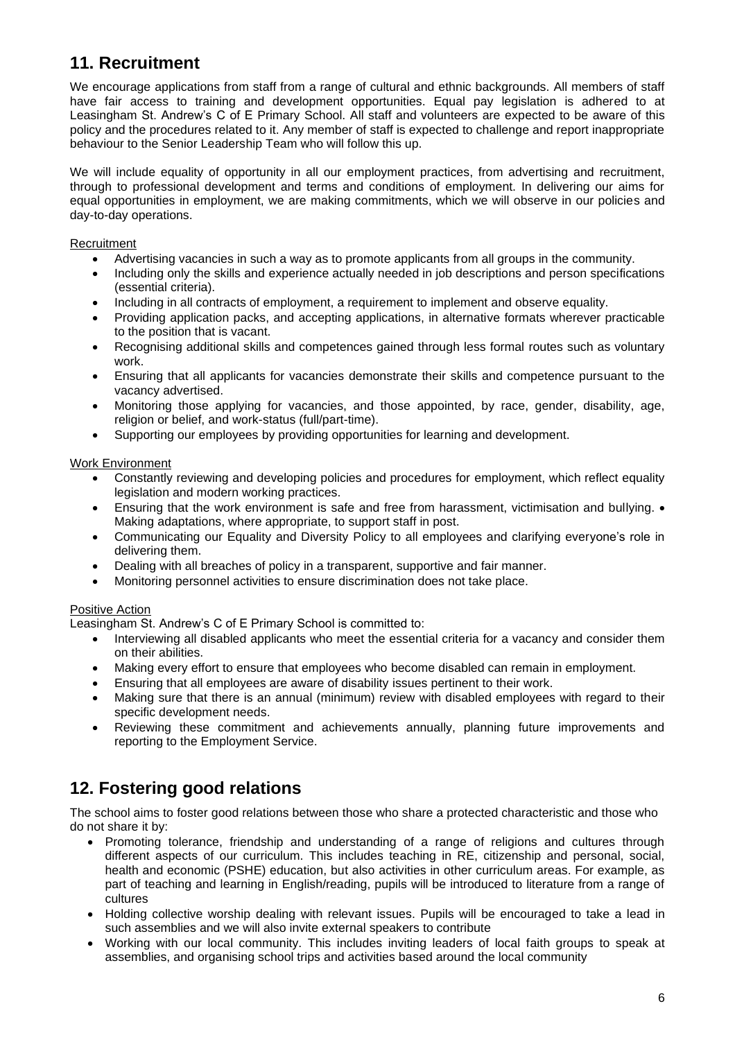## 11. Recruitment

We encourage applications from staff from a range of cultural and ethnic backgrounds. All members of staff have fair access to training and development opportunities. Equal pay legislation is adhered to at Leasingham St. Andrew's C of E Primary School. All staff and volunteers are expected to be aware of this policy and the procedures related to it. Any member of staff is expected to challenge and report inappropriate behaviour to the Senior Leadership Team who will follow this up.

We will include equality of opportunity in all our employment practices, from advertising and recruitment, through to professional development and terms and conditions of employment. In delivering our aims for equal opportunities in employment, we are making commitments, which we will observe in our policies and day-to-day operations.

Recruitment

- Advertising vacancies in such a way as to promote applicants from all groups in the community.
- Including only the skills and experience actually needed in job descriptions and person specifications (essential criteria).
- Including in all contracts of employment, a requirement to implement and observe equality.
- Providing application packs, and accepting applications, in alternative formats wherever practicable to the position that is vacant.
- Recognising additional skills and competences gained through less formal routes such as voluntary work.
- Ensuring that all applicants for vacancies demonstrate their skills and competence pursuant to the vacancy advertised.
- Monitoring those applying for vacancies, and those appointed, by race, gender, disability, age, religion or belief, and work-status (full/part-time).
- Supporting our employees by providing opportunities for learning and development.

Work Environment

- Constantly reviewing and developing policies and procedures for employment, which reflect equality legislation and modern working practices.
- Ensuring that the work environment is safe and free from harassment, victimisation and bullying. • Making adaptations, where appropriate, to support staff in post.
- Communicating our Equality and Diversity Policy to all employees and clarifying everyone's role in delivering them.
- Dealing with all breaches of policy in a transparent, supportive and fair manner.
- Monitoring personnel activities to ensure discrimination does not take place.

Positive Action

Leasingham St. Andrew's C of E Primary School is committed to:

- Interviewing all disabled applicants who meet the essential criteria for a vacancy and consider them on their abilities.
- Making every effort to ensure that employees who become disabled can remain in employment.
- Ensuring that all employees are aware of disability issues pertinent to their work.
- Making sure that there is an annual (minimum) review with disabled employees with regard to their specific development needs.
- Reviewing these commitment and achievements annually, planning future improvements and reporting to the Employment Service.

## 12. Fostering good relations

The school aims to foster good relations between those who share a protected characteristic and those who do not share it by:

- Promoting tolerance, friendship and understanding of a range of religions and cultures through different aspects of our curriculum. This includes teaching in RE, citizenship and personal, social, health and economic (PSHE) education, but also activities in other curriculum areas. For example, as part of teaching and learning in English/reading, pupils will be introduced to literature from a range of cultures
- Holding collective worship dealing with relevant issues. Pupils will be encouraged to take a lead in such assemblies and we will also invite external speakers to contribute
- Working with our local community. This includes inviting leaders of local faith groups to speak at assemblies, and organising school trips and activities based around the local community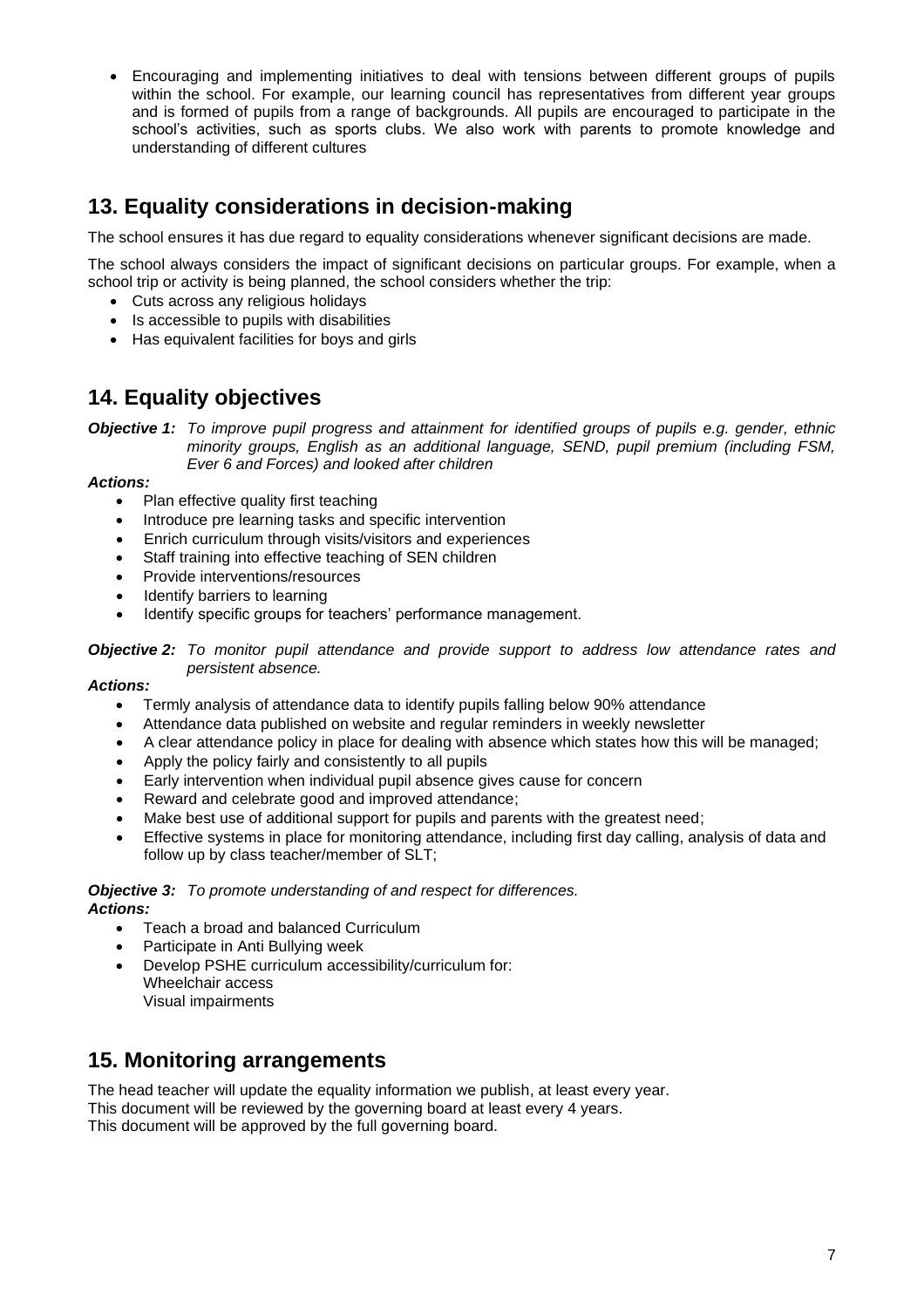- Encouraging and implementing initiatives to deal with tensions between different groups of pupils within the school. For example, our learning council has representatives from different year groups and is formed of pupils from a range of backgrounds. All pupils are encouraged to participate in the school's activities, such as sports clubs. We also work with parents to promote knowledge and understanding of different cultures

## 13. Equality considerations in decision-making

The school ensures it has due regard to equality considerations whenever significant decisions are made.

The school always considers the impact of significant decisions on particular groups. For example, when a school trip or activity is being planned, the school considers whether the trip:

- Cuts across any religious holidays
- Is accessible to pupils with disabilities
- Has equivalent facilities for boys and girls

## 14. Equality objectives

***Objective 1:*** *To improve pupil progress and attainment for identified groups of pupils e.g. gender, ethnic minority groups, English as an additional language, SEND, pupil premium (including FSM, Ever 6 and Forces) and looked after children*

***Actions:***

- Plan effective quality first teaching
- Introduce pre learning tasks and specific intervention
- Enrich curriculum through visits/visitors and experiences
- Staff training into effective teaching of SEN children
- Provide interventions/resources
- Identify barriers to learning
- Identify specific groups for teachers' performance management.

***Objective 2:*** *To monitor pupil attendance and provide support to address low attendance rates and persistent absence.*

***Actions:***

- Termly analysis of attendance data to identify pupils falling below 90% attendance
- Attendance data published on website and regular reminders in weekly newsletter
- A clear attendance policy in place for dealing with absence which states how this will be managed;
- Apply the policy fairly and consistently to all pupils
- Early intervention when individual pupil absence gives cause for concern
- Reward and celebrate good and improved attendance;
- Make best use of additional support for pupils and parents with the greatest need;
- Effective systems in place for monitoring attendance, including first day calling, analysis of data and follow up by class teacher/member of SLT;

***Objective 3:*** *To promote understanding of and respect for differences.*

***Actions:***

- Teach a broad and balanced Curriculum
- Participate in Anti Bullying week
- Develop PSHE curriculum accessibility/curriculum for:
  Wheelchair access
  Visual impairments

## 15. Monitoring arrangements

The head teacher will update the equality information we publish, at least every year.
This document will be reviewed by the governing board at least every 4 years.
This document will be approved by the full governing board.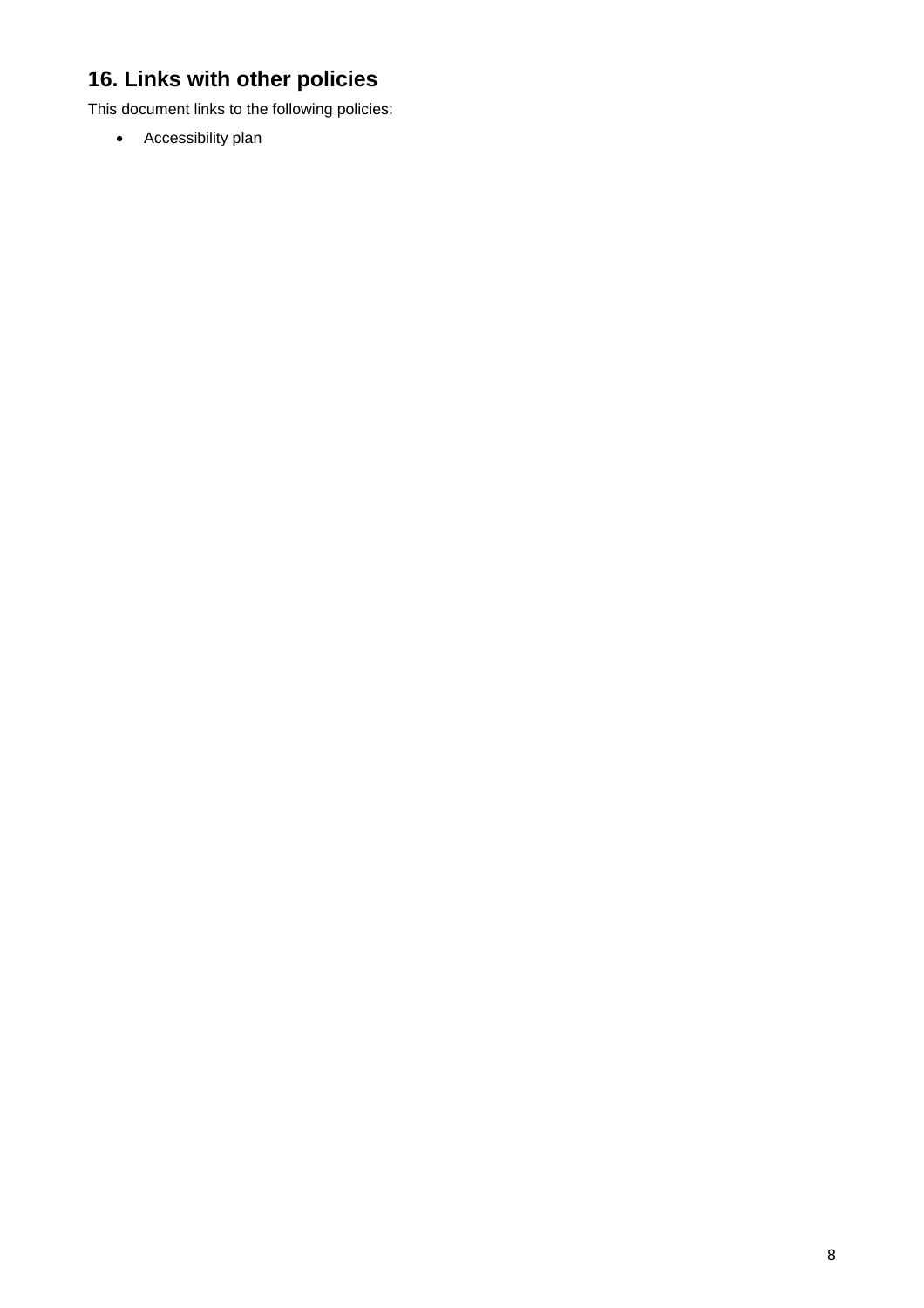## 16. Links with other policies

This document links to the following policies:

- Accessibility plan